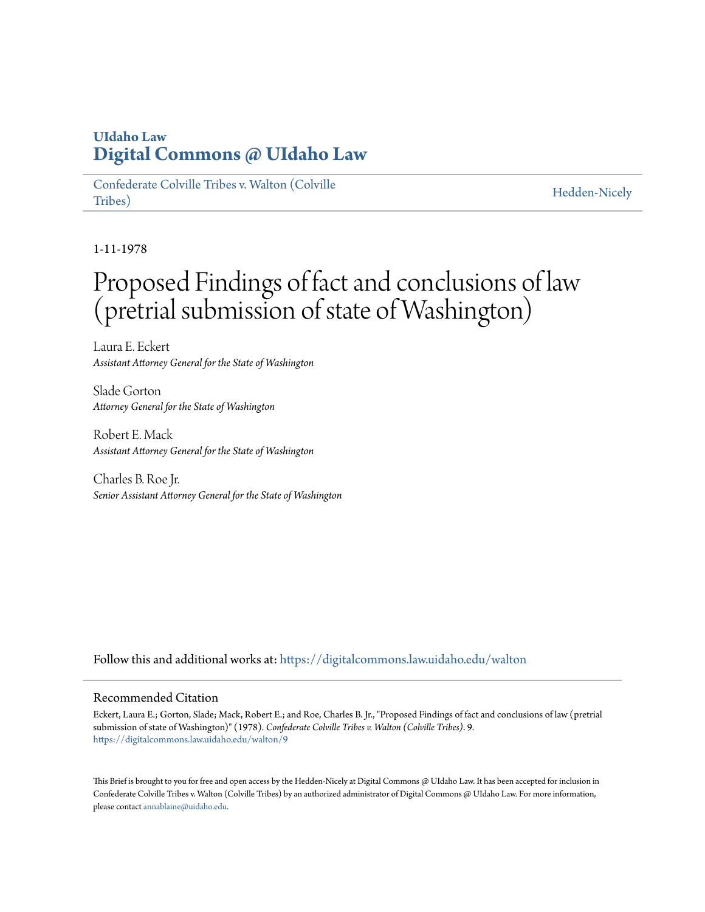# UIdaho Law
# Digital Commons @ UIdaho Law

Confederate Colville Tribes v. Walton (Colville Tribes)

Hedden-Nicely

1-11-1978

# Proposed Findings of fact and conclusions of law (pretrial submission of state of Washington)

Laura E. Eckert
*Assistant Attorney General for the State of Washington*

Slade Gorton
*Attorney General for the State of Washington*

Robert E. Mack
*Assistant Attorney General for the State of Washington*

Charles B. Roe Jr.
*Senior Assistant Attorney General for the State of Washington*

Follow this and additional works at: https://digitalcommons.law.uidaho.edu/walton

## Recommended Citation

Eckert, Laura E.; Gorton, Slade; Mack, Robert E.; and Roe, Charles B. Jr., "Proposed Findings of fact and conclusions of law (pretrial submission of state of Washington)" (1978). *Confederate Colville Tribes v. Walton (Colville Tribes)*. 9.
https://digitalcommons.law.uidaho.edu/walton/9

This Brief is brought to you for free and open access by the Hedden-Nicely at Digital Commons @ UIdaho Law. It has been accepted for inclusion in Confederate Colville Tribes v. Walton (Colville Tribes) by an authorized administrator of Digital Commons @ UIdaho Law. For more information, please contact annablaine@uidaho.edu.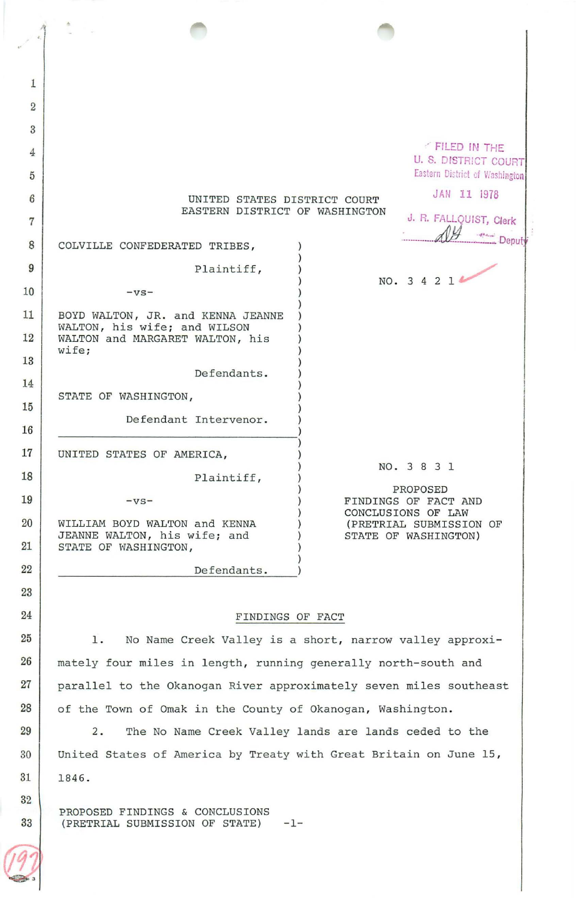FILED IN THE
U. S. DISTRICT COURT
Eastern District of Washington

JAN 11 1978

J. R. FALLQUIST, Clerk
Deputy

UNITED STATES DISTRICT COURT
EASTERN DISTRICT OF WASHINGTON

| | | |
|---|---|---|
| COLVILLE CONFEDERATED TRIBES, Plaintiff, -vs- BOYD WALTON, JR. and KENNA JEANNE WALTON, his wife; and WILSON WALTON and MARGARET WALTON, his wife; Defendants. STATE OF WASHINGTON, Defendant Intervenor. | ) | NO. 3421 |
| UNITED STATES OF AMERICA, Plaintiff, -vs- WILLIAM BOYD WALTON and KENNA JEANNE WALTON, his wife; and STATE OF WASHINGTON, Defendants. | ) | NO. 3831 PROPOSED FINDINGS OF FACT AND CONCLUSIONS OF LAW (PRETRIAL SUBMISSION OF STATE OF WASHINGTON) |

## FINDINGS OF FACT

1. No Name Creek Valley is a short, narrow valley approximately four miles in length, running generally north-south and parallel to the Okanogan River approximately seven miles southeast of the Town of Omak in the County of Okanogan, Washington.

2. The No Name Creek Valley lands are lands ceded to the United States of America by Treaty with Great Britain on June 15, 1846.

PROPOSED FINDINGS & CONCLUSIONS
(PRETRIAL SUBMISSION OF STATE)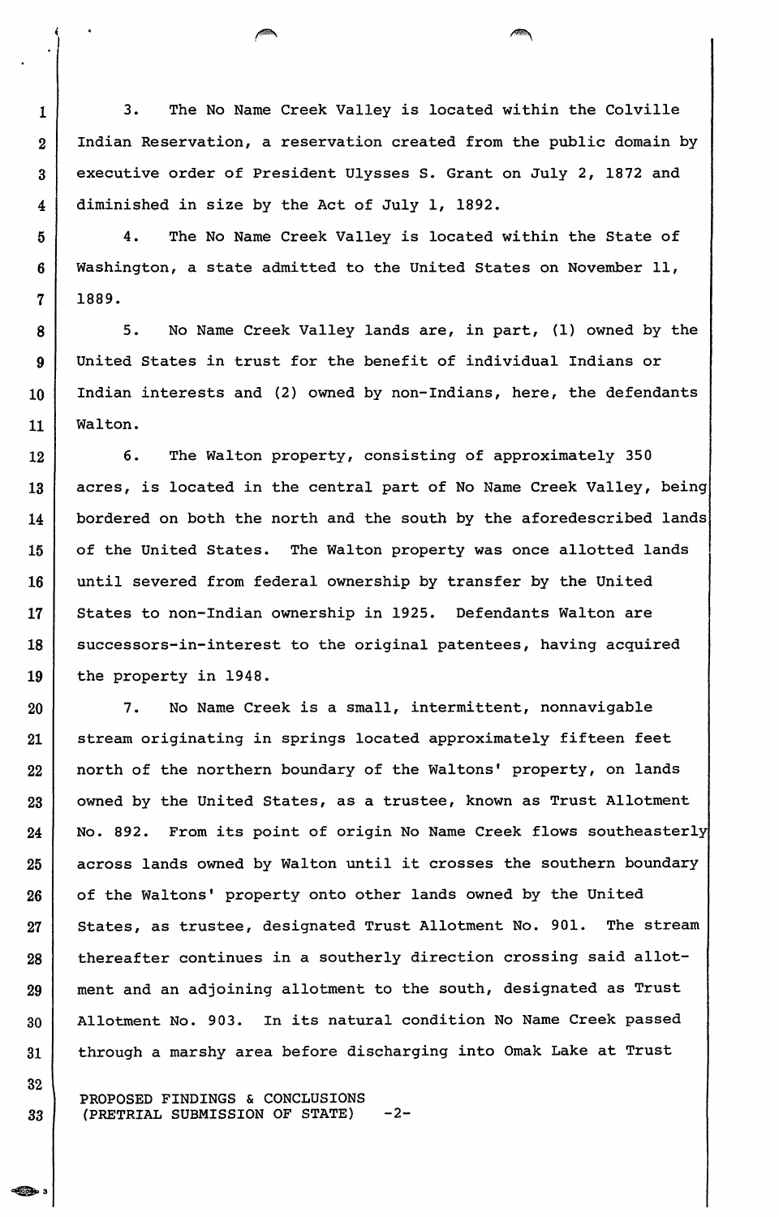3. The No Name Creek Valley is located within the Colville Indian Reservation, a reservation created from the public domain by executive order of President Ulysses S. Grant on July 2, 1872 and diminished in size by the Act of July 1, 1892.

4. The No Name Creek Valley is located within the State of Washington, a state admitted to the United States on November 11, 1889.

5. No Name Creek Valley lands are, in part, (1) owned by the United States in trust for the benefit of individual Indians or Indian interests and (2) owned by non-Indians, here, the defendants Walton.

6. The Walton property, consisting of approximately 350 acres, is located in the central part of No Name Creek Valley, being bordered on both the north and the south by the aforedescribed lands of the United States. The Walton property was once allotted lands until severed from federal ownership by transfer by the United States to non-Indian ownership in 1925. Defendants Walton are successors-in-interest to the original patentees, having acquired the property in 1948.

7. No Name Creek is a small, intermittent, nonnavigable stream originating in springs located approximately fifteen feet north of the northern boundary of the Waltons' property, on lands owned by the United States, as a trustee, known as Trust Allotment No. 892. From its point of origin No Name Creek flows southeasterly across lands owned by Walton until it crosses the southern boundary of the Waltons' property onto other lands owned by the United States, as trustee, designated Trust Allotment No. 901. The stream thereafter continues in a southerly direction crossing said allotment and an adjoining allotment to the south, designated as Trust Allotment No. 903. In its natural condition No Name Creek passed through a marshy area before discharging into Omak Lake at Trust

PROPOSED FINDINGS & CONCLUSIONS
(PRETRIAL SUBMISSION OF STATE)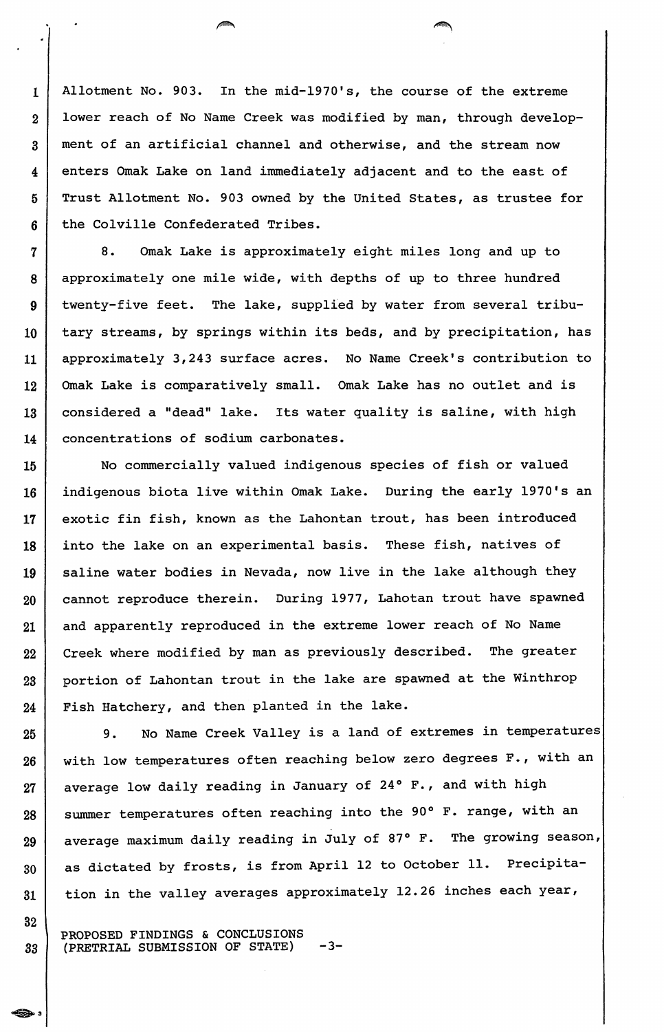Allotment No. 903. In the mid-1970's, the course of the extreme lower reach of No Name Creek was modified by man, through development of an artificial channel and otherwise, and the stream now enters Omak Lake on land immediately adjacent and to the east of Trust Allotment No. 903 owned by the United States, as trustee for the Colville Confederated Tribes.

8. Omak Lake is approximately eight miles long and up to approximately one mile wide, with depths of up to three hundred twenty-five feet. The lake, supplied by water from several tributary streams, by springs within its beds, and by precipitation, has approximately 3,243 surface acres. No Name Creek's contribution to Omak Lake is comparatively small. Omak Lake has no outlet and is considered a "dead" lake. Its water quality is saline, with high concentrations of sodium carbonates.

No commercially valued indigenous species of fish or valued indigenous biota live within Omak Lake. During the early 1970's an exotic fin fish, known as the Lahontan trout, has been introduced into the lake on an experimental basis. These fish, natives of saline water bodies in Nevada, now live in the lake although they cannot reproduce therein. During 1977, Lahotan trout have spawned and apparently reproduced in the extreme lower reach of No Name Creek where modified by man as previously described. The greater portion of Lahontan trout in the lake are spawned at the Winthrop Fish Hatchery, and then planted in the lake.

9. No Name Creek Valley is a land of extremes in temperatures with low temperatures often reaching below zero degrees F., with an average low daily reading in January of 24° F., and with high summer temperatures often reaching into the 90° F. range, with an average maximum daily reading in July of 87° F. The growing season, as dictated by frosts, is from April 12 to October 11. Precipitation in the valley averages approximately 12.26 inches each year,

PROPOSED FINDINGS & CONCLUSIONS
(PRETRIAL SUBMISSION OF STATE)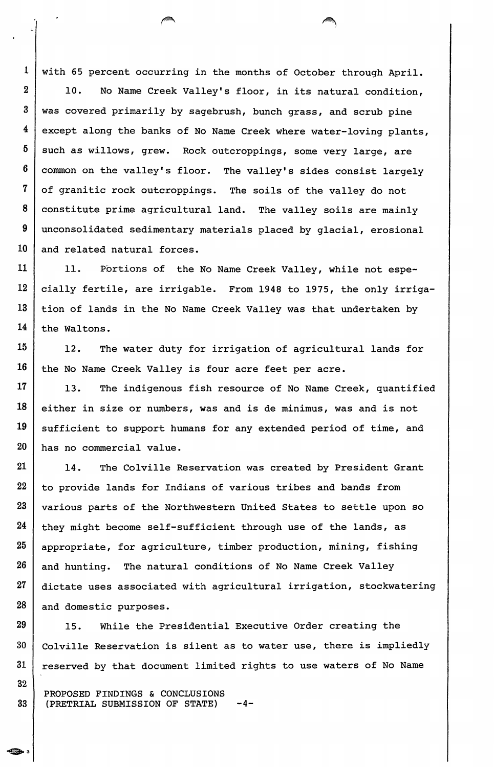with 65 percent occurring in the months of October through April.

10. No Name Creek Valley's floor, in its natural condition, was covered primarily by sagebrush, bunch grass, and scrub pine except along the banks of No Name Creek where water-loving plants, such as willows, grew. Rock outcroppings, some very large, are common on the valley's floor. The valley's sides consist largely of granitic rock outcroppings. The soils of the valley do not constitute prime agricultural land. The valley soils are mainly unconsolidated sedimentary materials placed by glacial, erosional and related natural forces.

11. Portions of the No Name Creek Valley, while not especially fertile, are irrigable. From 1948 to 1975, the only irrigation of lands in the No Name Creek Valley was that undertaken by the Waltons.

12. The water duty for irrigation of agricultural lands for the No Name Creek Valley is four acre feet per acre.

13. The indigenous fish resource of No Name Creek, quantified either in size or numbers, was and is de minimus, was and is not sufficient to support humans for any extended period of time, and has no commercial value.

14. The Colville Reservation was created by President Grant to provide lands for Indians of various tribes and bands from various parts of the Northwestern United States to settle upon so they might become self-sufficient through use of the lands, as appropriate, for agriculture, timber production, mining, fishing and hunting. The natural conditions of No Name Creek Valley dictate uses associated with agricultural irrigation, stockwatering and domestic purposes.

15. While the Presidential Executive Order creating the Colville Reservation is silent as to water use, there is impliedly reserved by that document limited rights to use waters of No Name

PROPOSED FINDINGS & CONCLUSIONS
(PRETRIAL SUBMISSION OF STATE)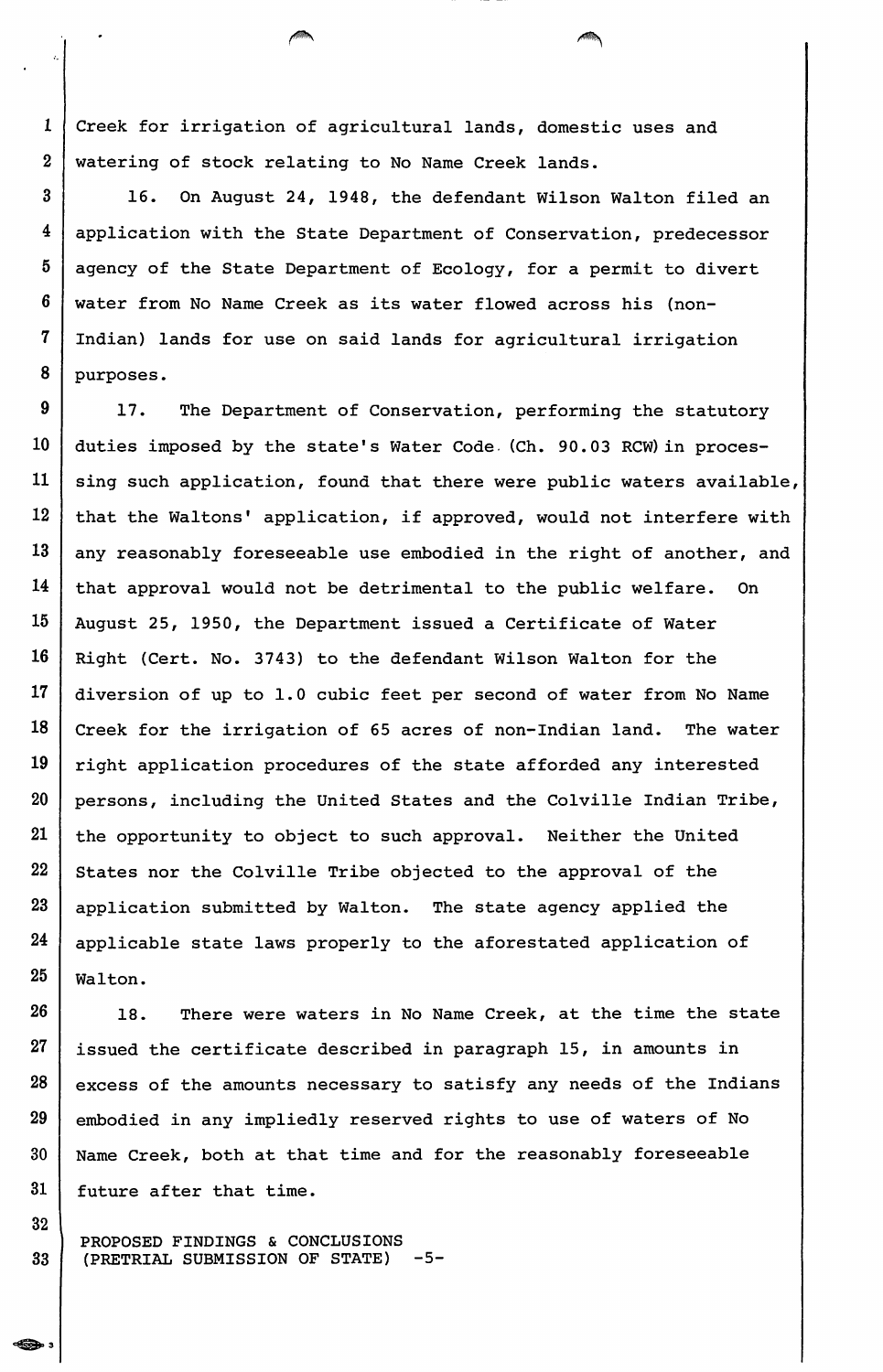Creek for irrigation of agricultural lands, domestic uses and watering of stock relating to No Name Creek lands.

16. On August 24, 1948, the defendant Wilson Walton filed an application with the State Department of Conservation, predecessor agency of the State Department of Ecology, for a permit to divert water from No Name Creek as its water flowed across his (non-Indian) lands for use on said lands for agricultural irrigation purposes.

17. The Department of Conservation, performing the statutory duties imposed by the state's Water Code (Ch. 90.03 RCW) in processing such application, found that there were public waters available, that the Waltons' application, if approved, would not interfere with any reasonably foreseeable use embodied in the right of another, and that approval would not be detrimental to the public welfare. On August 25, 1950, the Department issued a Certificate of Water Right (Cert. No. 3743) to the defendant Wilson Walton for the diversion of up to 1.0 cubic feet per second of water from No Name Creek for the irrigation of 65 acres of non-Indian land. The water right application procedures of the state afforded any interested persons, including the United States and the Colville Indian Tribe, the opportunity to object to such approval. Neither the United States nor the Colville Tribe objected to the approval of the application submitted by Walton. The state agency applied the applicable state laws properly to the aforestated application of Walton.

18. There were waters in No Name Creek, at the time the state issued the certificate described in paragraph 15, in amounts in excess of the amounts necessary to satisfy any needs of the Indians embodied in any impliedly reserved rights to use of waters of No Name Creek, both at that time and for the reasonably foreseeable future after that time.

PROPOSED FINDINGS & CONCLUSIONS
(PRETRIAL SUBMISSION OF STATE)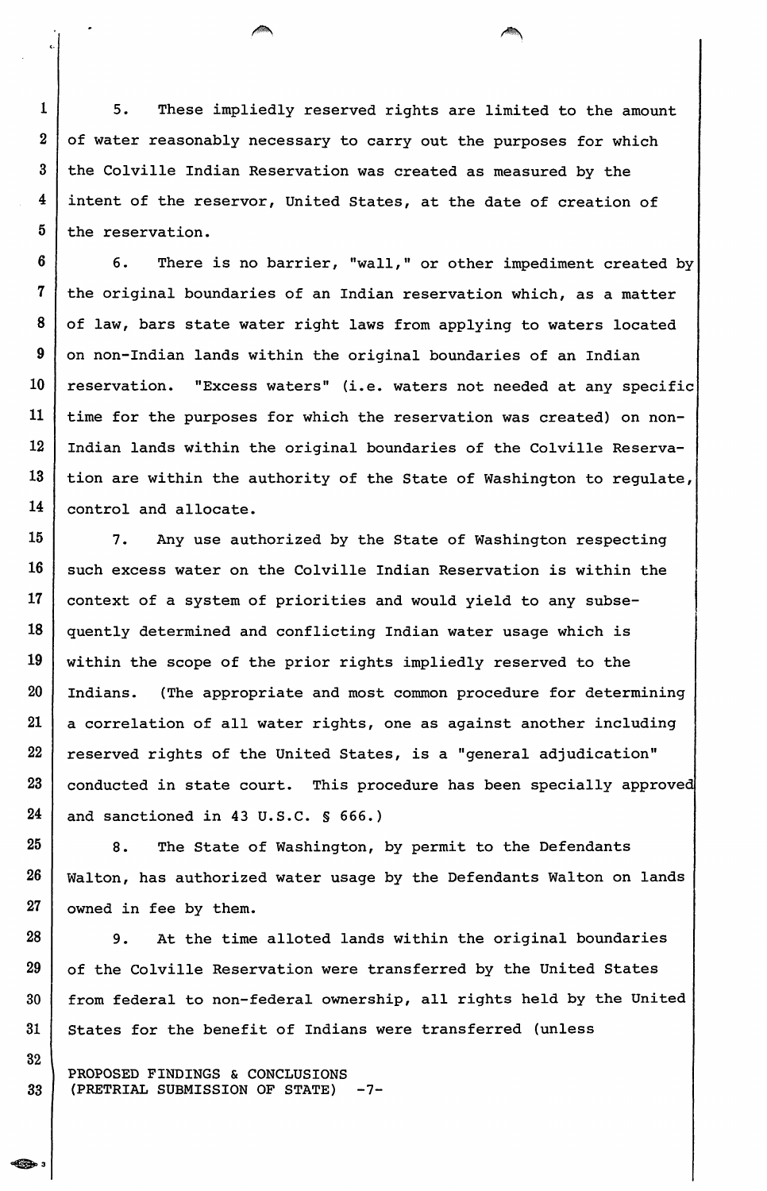5. These impliedly reserved rights are limited to the amount of water reasonably necessary to carry out the purposes for which the Colville Indian Reservation was created as measured by the intent of the reservor, United States, at the date of creation of the reservation.

6. There is no barrier, "wall," or other impediment created by the original boundaries of an Indian reservation which, as a matter of law, bars state water right laws from applying to waters located on non-Indian lands within the original boundaries of an Indian reservation. "Excess waters" (i.e. waters not needed at any specific time for the purposes for which the reservation was created) on non-Indian lands within the original boundaries of the Colville Reservation are within the authority of the State of Washington to regulate, control and allocate.

7. Any use authorized by the State of Washington respecting such excess water on the Colville Indian Reservation is within the context of a system of priorities and would yield to any subsequently determined and conflicting Indian water usage which is within the scope of the prior rights impliedly reserved to the Indians. (The appropriate and most common procedure for determining a correlation of all water rights, one as against another including reserved rights of the United States, is a "general adjudication" conducted in state court. This procedure has been specially approved and sanctioned in 43 U.S.C. § 666.)

8. The State of Washington, by permit to the Defendants Walton, has authorized water usage by the Defendants Walton on lands owned in fee by them.

9. At the time alloted lands within the original boundaries of the Colville Reservation were transferred by the United States from federal to non-federal ownership, all rights held by the United States for the benefit of Indians were transferred (unless

PROPOSED FINDINGS & CONCLUSIONS
(PRETRIAL SUBMISSION OF STATE)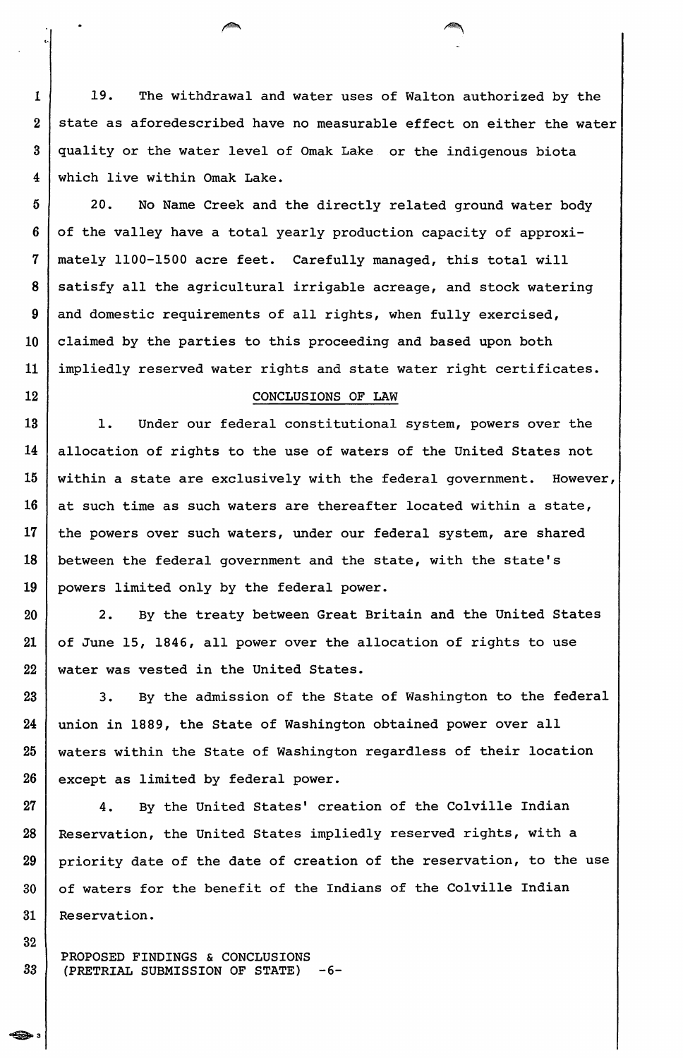19. The withdrawal and water uses of Walton authorized by the state as aforedescribed have no measurable effect on either the water quality or the water level of Omak Lake or the indigenous biota which live within Omak Lake.

20. No Name Creek and the directly related ground water body of the valley have a total yearly production capacity of approximately 1100-1500 acre feet. Carefully managed, this total will satisfy all the agricultural irrigable acreage, and stock watering and domestic requirements of all rights, when fully exercised, claimed by the parties to this proceeding and based upon both impliedly reserved water rights and state water right certificates.

## CONCLUSIONS OF LAW

1. Under our federal constitutional system, powers over the allocation of rights to the use of waters of the United States not within a state are exclusively with the federal government. However, at such time as such waters are thereafter located within a state, the powers over such waters, under our federal system, are shared between the federal government and the state, with the state's powers limited only by the federal power.

2. By the treaty between Great Britain and the United States of June 15, 1846, all power over the allocation of rights to use water was vested in the United States.

3. By the admission of the State of Washington to the federal union in 1889, the State of Washington obtained power over all waters within the State of Washington regardless of their location except as limited by federal power.

4. By the United States' creation of the Colville Indian Reservation, the United States impliedly reserved rights, with a priority date of the date of creation of the reservation, to the use of waters for the benefit of the Indians of the Colville Indian Reservation.

PROPOSED FINDINGS & CONCLUSIONS (PRETRIAL SUBMISSION OF STATE)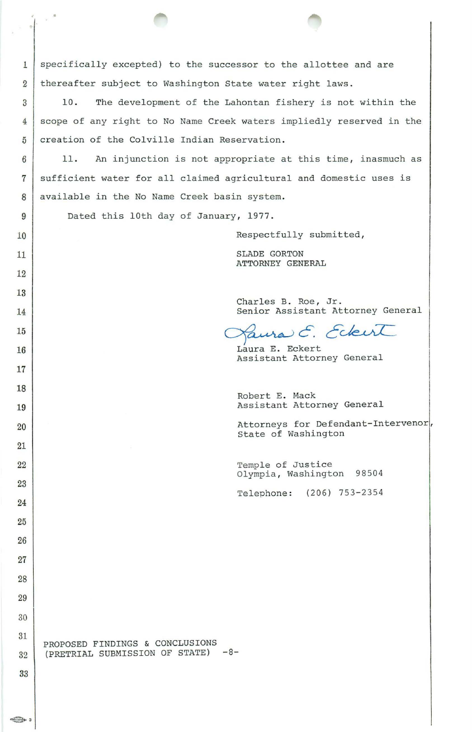specifically excepted) to the successor to the allottee and are thereafter subject to Washington State water right laws.

10. The development of the Lahontan fishery is not within the scope of any right to No Name Creek waters impliedly reserved in the creation of the Colville Indian Reservation.

11. An injunction is not appropriate at this time, inasmuch as sufficient water for all claimed agricultural and domestic uses is available in the No Name Creek basin system.

Dated this 10th day of January, 1977.

Respectfully submitted,

SLADE GORTON
ATTORNEY GENERAL

Charles B. Roe, Jr.
Senior Assistant Attorney General

Laura E. Eckert
Assistant Attorney General

Robert E. Mack
Assistant Attorney General

Attorneys for Defendant-Intervenor, State of Washington

Temple of Justice
Olympia, Washington 98504

Telephone: (206) 753-2354

PROPOSED FINDINGS & CONCLUSIONS
(PRETRIAL SUBMISSION OF STATE)